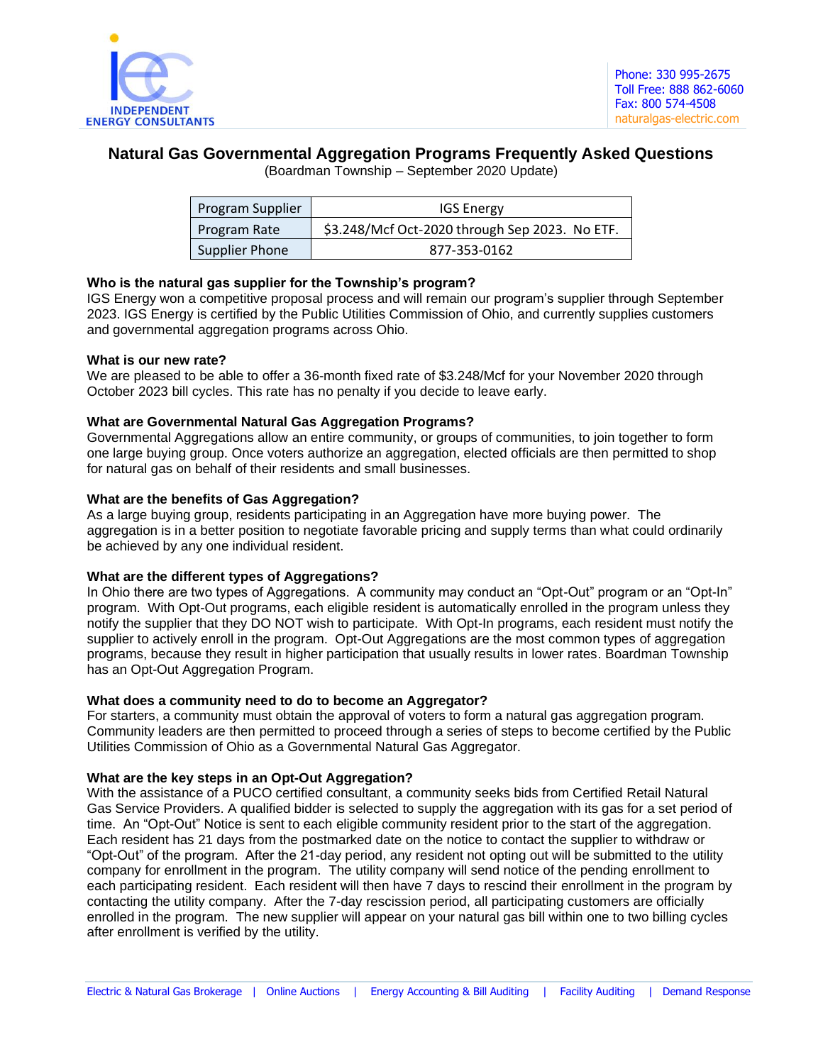INDEPENDENT ENERGY CONSULTANTS

Phone: 330 995-2675
Toll Free: 888 862-6060
Fax: 800 574-4508
naturalgas-electric.com

# Natural Gas Governmental Aggregation Programs Frequently Asked Questions

(Boardman Township – September 2020 Update)

| Program Supplier | IGS Energy |
|---|---|
| Program Rate | $3.248/Mcf Oct-2020 through Sep 2023. No ETF. |
| Supplier Phone | 877-353-0162 |

**Who is the natural gas supplier for the Township's program?**
IGS Energy won a competitive proposal process and will remain our program's supplier through September 2023. IGS Energy is certified by the Public Utilities Commission of Ohio, and currently supplies customers and governmental aggregation programs across Ohio.

**What is our new rate?**
We are pleased to be able to offer a 36-month fixed rate of $3.248/Mcf for your November 2020 through October 2023 bill cycles. This rate has no penalty if you decide to leave early.

**What are Governmental Natural Gas Aggregation Programs?**
Governmental Aggregations allow an entire community, or groups of communities, to join together to form one large buying group. Once voters authorize an aggregation, elected officials are then permitted to shop for natural gas on behalf of their residents and small businesses.

**What are the benefits of Gas Aggregation?**
As a large buying group, residents participating in an Aggregation have more buying power. The aggregation is in a better position to negotiate favorable pricing and supply terms than what could ordinarily be achieved by any one individual resident.

**What are the different types of Aggregations?**
In Ohio there are two types of Aggregations. A community may conduct an "Opt-Out" program or an "Opt-In" program. With Opt-Out programs, each eligible resident is automatically enrolled in the program unless they notify the supplier that they DO NOT wish to participate. With Opt-In programs, each resident must notify the supplier to actively enroll in the program. Opt-Out Aggregations are the most common types of aggregation programs, because they result in higher participation that usually results in lower rates. Boardman Township has an Opt-Out Aggregation Program.

**What does a community need to do to become an Aggregator?**
For starters, a community must obtain the approval of voters to form a natural gas aggregation program. Community leaders are then permitted to proceed through a series of steps to become certified by the Public Utilities Commission of Ohio as a Governmental Natural Gas Aggregator.

**What are the key steps in an Opt-Out Aggregation?**
With the assistance of a PUCO certified consultant, a community seeks bids from Certified Retail Natural Gas Service Providers. A qualified bidder is selected to supply the aggregation with its gas for a set period of time. An "Opt-Out" Notice is sent to each eligible community resident prior to the start of the aggregation. Each resident has 21 days from the postmarked date on the notice to contact the supplier to withdraw or "Opt-Out" of the program. After the 21-day period, any resident not opting out will be submitted to the utility company for enrollment in the program. The utility company will send notice of the pending enrollment to each participating resident. Each resident will then have 7 days to rescind their enrollment in the program by contacting the utility company. After the 7-day rescission period, all participating customers are officially enrolled in the program. The new supplier will appear on your natural gas bill within one to two billing cycles after enrollment is verified by the utility.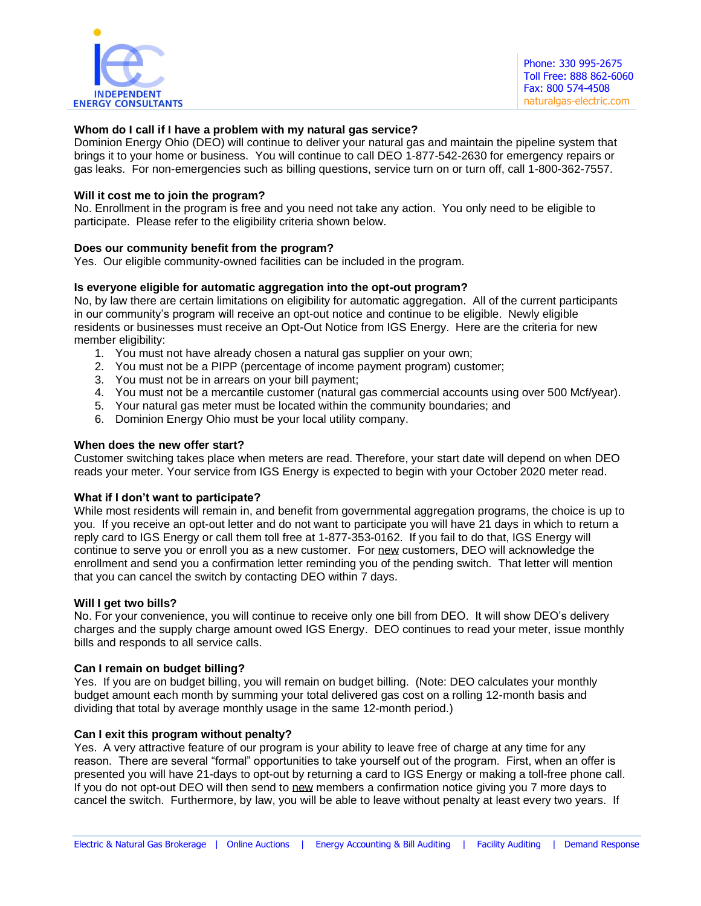**Whom do I call if I have a problem with my natural gas service?**
Dominion Energy Ohio (DEO) will continue to deliver your natural gas and maintain the pipeline system that brings it to your home or business. You will continue to call DEO 1-877-542-2630 for emergency repairs or gas leaks. For non-emergencies such as billing questions, service turn on or turn off, call 1-800-362-7557.

**Will it cost me to join the program?**
No. Enrollment in the program is free and you need not take any action. You only need to be eligible to participate. Please refer to the eligibility criteria shown below.

**Does our community benefit from the program?**
Yes. Our eligible community-owned facilities can be included in the program.

**Is everyone eligible for automatic aggregation into the opt-out program?**
No, by law there are certain limitations on eligibility for automatic aggregation. All of the current participants in our community's program will receive an opt-out notice and continue to be eligible. Newly eligible residents or businesses must receive an Opt-Out Notice from IGS Energy. Here are the criteria for new member eligibility:

1. You must not have already chosen a natural gas supplier on your own;
2. You must not be a PIPP (percentage of income payment program) customer;
3. You must not be in arrears on your bill payment;
4. You must not be a mercantile customer (natural gas commercial accounts using over 500 Mcf/year).
5. Your natural gas meter must be located within the community boundaries; and
6. Dominion Energy Ohio must be your local utility company.

**When does the new offer start?**
Customer switching takes place when meters are read. Therefore, your start date will depend on when DEO reads your meter. Your service from IGS Energy is expected to begin with your October 2020 meter read.

**What if I don't want to participate?**
While most residents will remain in, and benefit from governmental aggregation programs, the choice is up to you. If you receive an opt-out letter and do not want to participate you will have 21 days in which to return a reply card to IGS Energy or call them toll free at 1-877-353-0162. If you fail to do that, IGS Energy will continue to serve you or enroll you as a new customer. For new customers, DEO will acknowledge the enrollment and send you a confirmation letter reminding you of the pending switch. That letter will mention that you can cancel the switch by contacting DEO within 7 days.

**Will I get two bills?**
No. For your convenience, you will continue to receive only one bill from DEO. It will show DEO's delivery charges and the supply charge amount owed IGS Energy. DEO continues to read your meter, issue monthly bills and responds to all service calls.

**Can I remain on budget billing?**
Yes. If you are on budget billing, you will remain on budget billing. (Note: DEO calculates your monthly budget amount each month by summing your total delivered gas cost on a rolling 12-month basis and dividing that total by average monthly usage in the same 12-month period.)

**Can I exit this program without penalty?**
Yes. A very attractive feature of our program is your ability to leave free of charge at any time for any reason. There are several "formal" opportunities to take yourself out of the program. First, when an offer is presented you will have 21-days to opt-out by returning a card to IGS Energy or making a toll-free phone call. If you do not opt-out DEO will then send to new members a confirmation notice giving you 7 more days to cancel the switch. Furthermore, by law, you will be able to leave without penalty at least every two years. If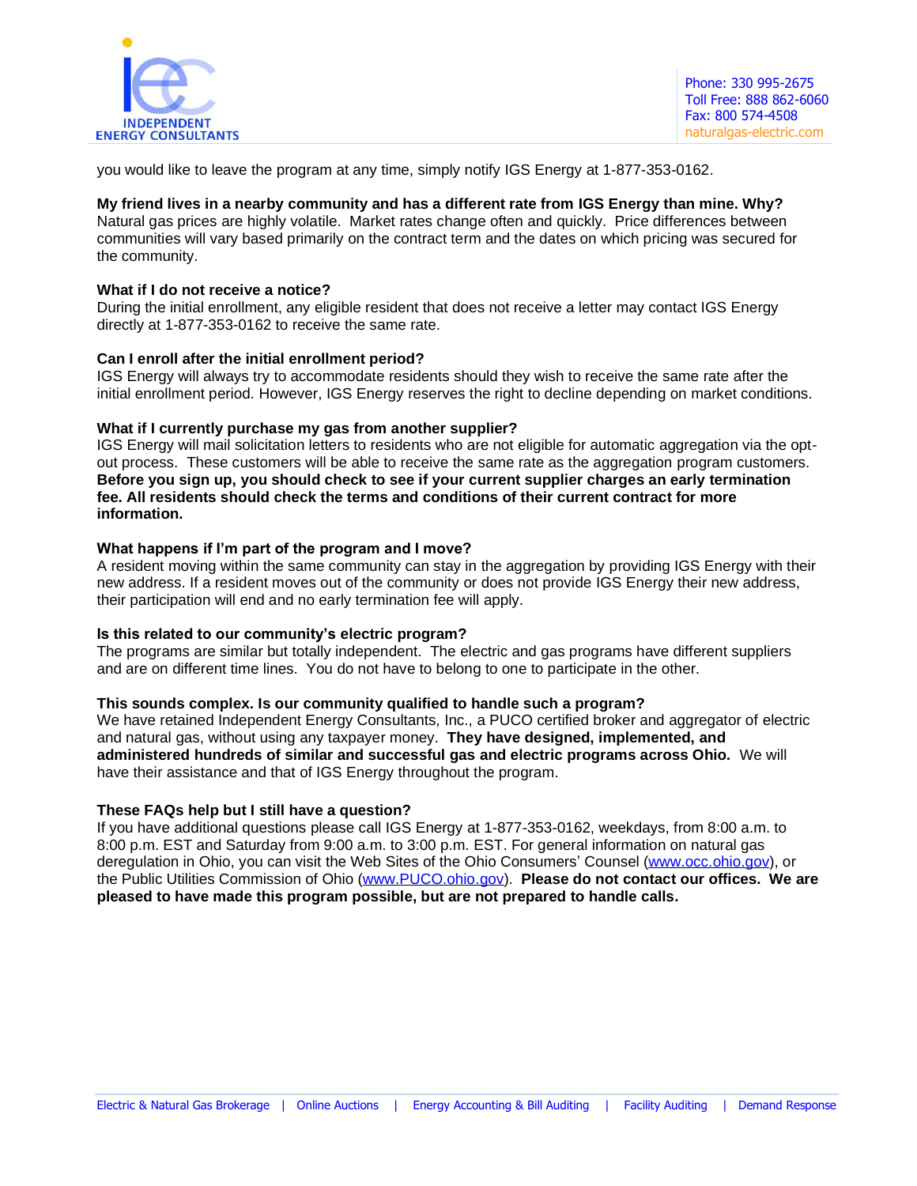you would like to leave the program at any time, simply notify IGS Energy at 1-877-353-0162.

**My friend lives in a nearby community and has a different rate from IGS Energy than mine. Why?**
Natural gas prices are highly volatile. Market rates change often and quickly. Price differences between communities will vary based primarily on the contract term and the dates on which pricing was secured for the community.

**What if I do not receive a notice?**
During the initial enrollment, any eligible resident that does not receive a letter may contact IGS Energy directly at 1-877-353-0162 to receive the same rate.

**Can I enroll after the initial enrollment period?**
IGS Energy will always try to accommodate residents should they wish to receive the same rate after the initial enrollment period. However, IGS Energy reserves the right to decline depending on market conditions.

**What if I currently purchase my gas from another supplier?**
IGS Energy will mail solicitation letters to residents who are not eligible for automatic aggregation via the opt-out process. These customers will be able to receive the same rate as the aggregation program customers. **Before you sign up, you should check to see if your current supplier charges an early termination fee. All residents should check the terms and conditions of their current contract for more information.**

**What happens if I'm part of the program and I move?**
A resident moving within the same community can stay in the aggregation by providing IGS Energy with their new address. If a resident moves out of the community or does not provide IGS Energy their new address, their participation will end and no early termination fee will apply.

**Is this related to our community's electric program?**
The programs are similar but totally independent. The electric and gas programs have different suppliers and are on different time lines. You do not have to belong to one to participate in the other.

**This sounds complex. Is our community qualified to handle such a program?**
We have retained Independent Energy Consultants, Inc., a PUCO certified broker and aggregator of electric and natural gas, without using any taxpayer money. **They have designed, implemented, and administered hundreds of similar and successful gas and electric programs across Ohio.** We will have their assistance and that of IGS Energy throughout the program.

**These FAQs help but I still have a question?**
If you have additional questions please call IGS Energy at 1-877-353-0162, weekdays, from 8:00 a.m. to 8:00 p.m. EST and Saturday from 9:00 a.m. to 3:00 p.m. EST. For general information on natural gas deregulation in Ohio, you can visit the Web Sites of the Ohio Consumers' Counsel (www.occ.ohio.gov), or the Public Utilities Commission of Ohio (www.PUCO.ohio.gov). **Please do not contact our offices. We are pleased to have made this program possible, but are not prepared to handle calls.**